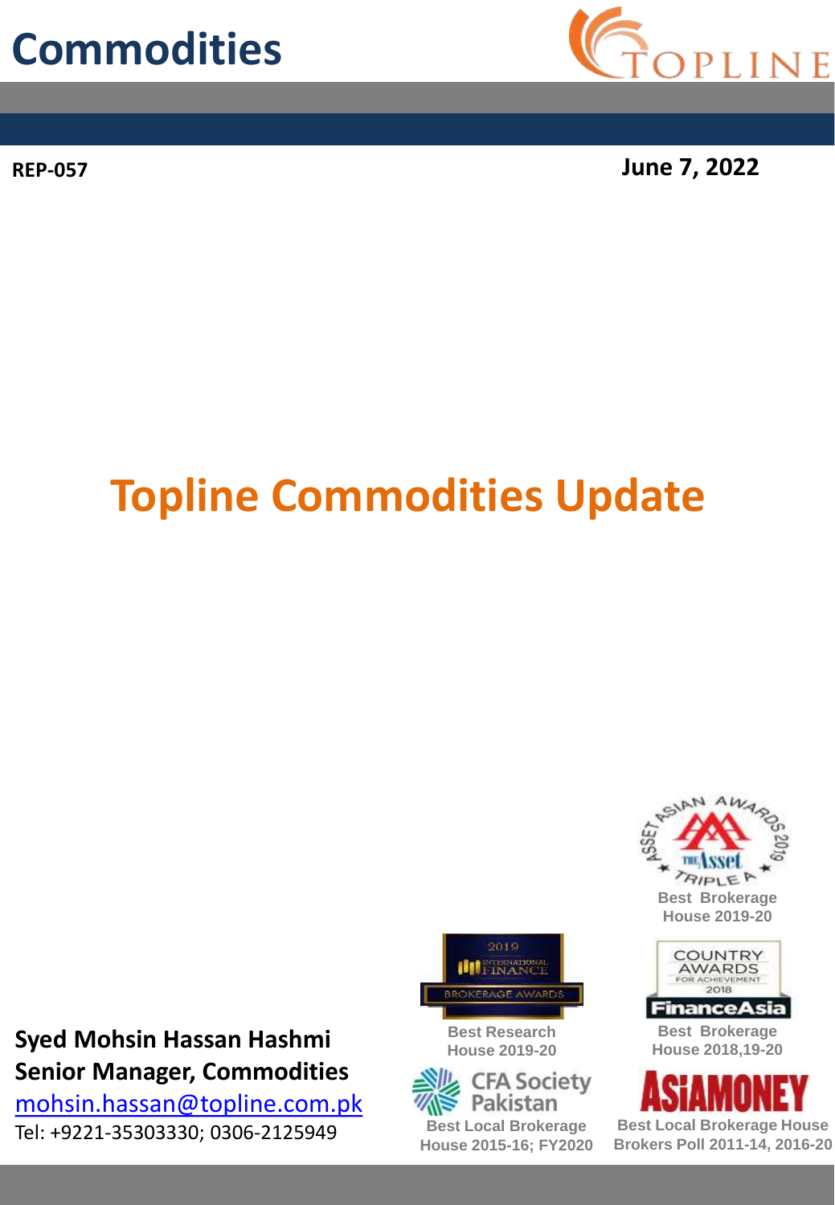# Commodities

**REP-057**

**June 7, 2022**

# Topline Commodities Update

Best Brokerage House 2019-20

Best Research House 2019-20

Best Brokerage House 2018,19-20

Best Local Brokerage House 2015-16; FY2020

Best Local Brokerage House Brokers Poll 2011-14, 2016-20

**Syed Mohsin Hassan Hashmi**
**Senior Manager, Commodities**
mohsin.hassan@topline.com.pk
Tel: +9221-35303330; 0306-2125949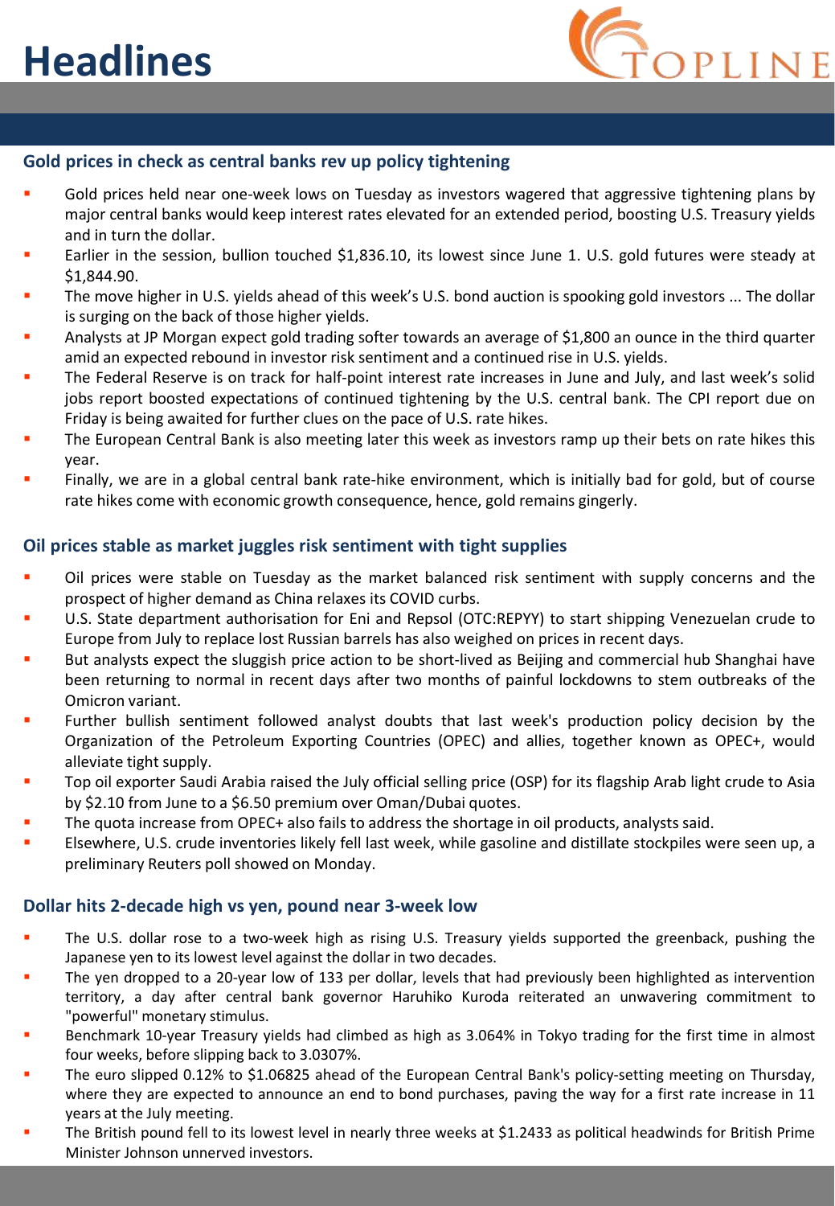# Headlines

## Gold prices in check as central banks rev up policy tightening

- Gold prices held near one-week lows on Tuesday as investors wagered that aggressive tightening plans by major central banks would keep interest rates elevated for an extended period, boosting U.S. Treasury yields and in turn the dollar.
- Earlier in the session, bullion touched $1,836.10, its lowest since June 1. U.S. gold futures were steady at $1,844.90.
- The move higher in U.S. yields ahead of this week's U.S. bond auction is spooking gold investors ... The dollar is surging on the back of those higher yields.
- Analysts at JP Morgan expect gold trading softer towards an average of $1,800 an ounce in the third quarter amid an expected rebound in investor risk sentiment and a continued rise in U.S. yields.
- The Federal Reserve is on track for half-point interest rate increases in June and July, and last week's solid jobs report boosted expectations of continued tightening by the U.S. central bank. The CPI report due on Friday is being awaited for further clues on the pace of U.S. rate hikes.
- The European Central Bank is also meeting later this week as investors ramp up their bets on rate hikes this year.
- Finally, we are in a global central bank rate-hike environment, which is initially bad for gold, but of course rate hikes come with economic growth consequence, hence, gold remains gingerly.

## Oil prices stable as market juggles risk sentiment with tight supplies

- Oil prices were stable on Tuesday as the market balanced risk sentiment with supply concerns and the prospect of higher demand as China relaxes its COVID curbs.
- U.S. State department authorisation for Eni and Repsol (OTC:REPYY) to start shipping Venezuelan crude to Europe from July to replace lost Russian barrels has also weighed on prices in recent days.
- But analysts expect the sluggish price action to be short-lived as Beijing and commercial hub Shanghai have been returning to normal in recent days after two months of painful lockdowns to stem outbreaks of the Omicron variant.
- Further bullish sentiment followed analyst doubts that last week's production policy decision by the Organization of the Petroleum Exporting Countries (OPEC) and allies, together known as OPEC+, would alleviate tight supply.
- Top oil exporter Saudi Arabia raised the July official selling price (OSP) for its flagship Arab light crude to Asia by $2.10 from June to a $6.50 premium over Oman/Dubai quotes.
- The quota increase from OPEC+ also fails to address the shortage in oil products, analysts said.
- Elsewhere, U.S. crude inventories likely fell last week, while gasoline and distillate stockpiles were seen up, a preliminary Reuters poll showed on Monday.

## Dollar hits 2-decade high vs yen, pound near 3-week low

- The U.S. dollar rose to a two-week high as rising U.S. Treasury yields supported the greenback, pushing the Japanese yen to its lowest level against the dollar in two decades.
- The yen dropped to a 20-year low of 133 per dollar, levels that had previously been highlighted as intervention territory, a day after central bank governor Haruhiko Kuroda reiterated an unwavering commitment to "powerful" monetary stimulus.
- Benchmark 10-year Treasury yields had climbed as high as 3.064% in Tokyo trading for the first time in almost four weeks, before slipping back to 3.0307%.
- The euro slipped 0.12% to $1.06825 ahead of the European Central Bank's policy-setting meeting on Thursday, where they are expected to announce an end to bond purchases, paving the way for a first rate increase in 11 years at the July meeting.
- The British pound fell to its lowest level in nearly three weeks at $1.2433 as political headwinds for British Prime Minister Johnson unnerved investors.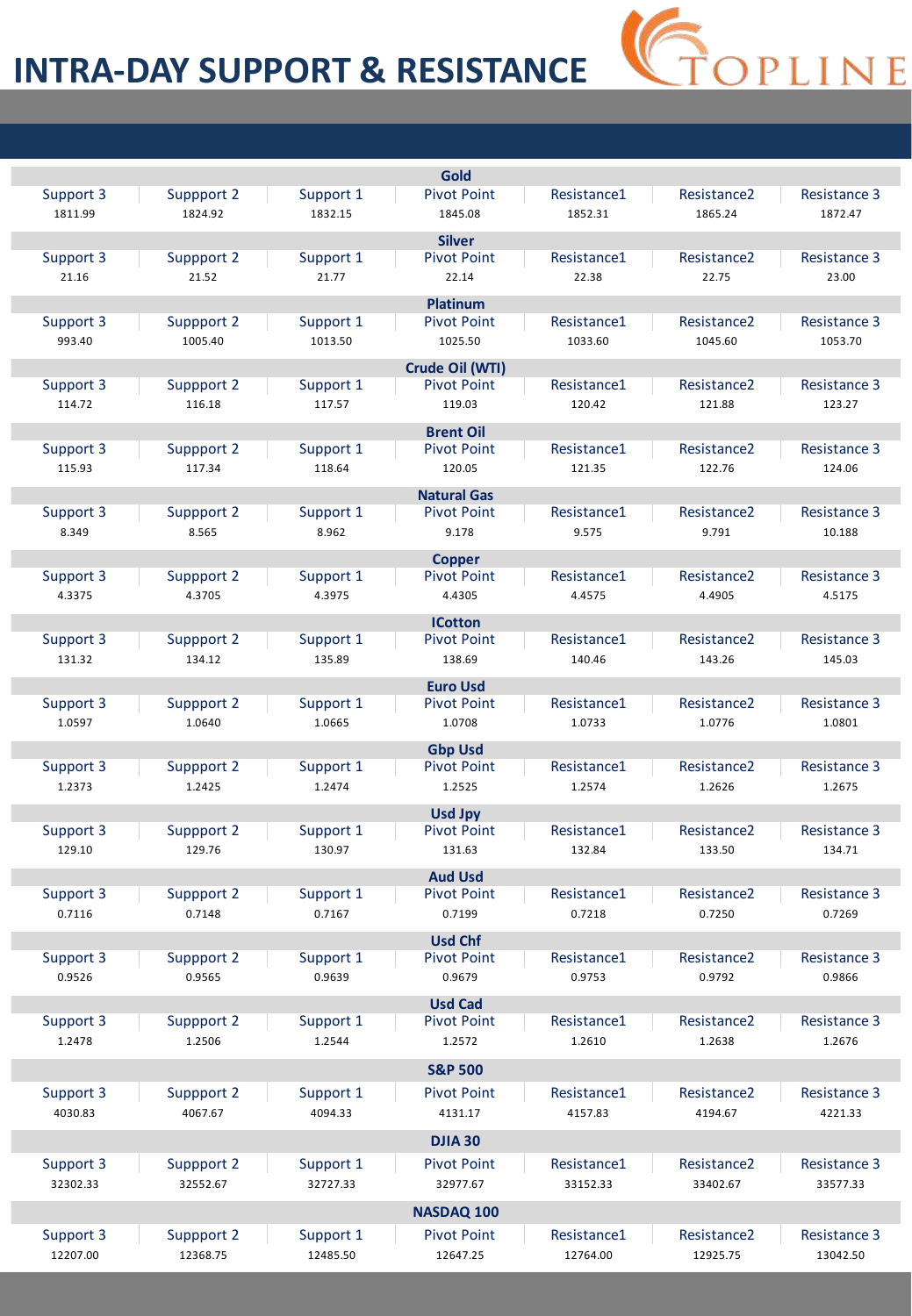# INTRA-DAY SUPPORT & RESISTANCE

TOPLINE

**Gold**

| Support 3 | Suppport 2 | Support 1 | Pivot Point | Resistance1 | Resistance2 | Resistance 3 |
|---|---|---|---|---|---|---|
| 1811.99 | 1824.92 | 1832.15 | 1845.08 | 1852.31 | 1865.24 | 1872.47 |

**Silver**

| Support 3 | Suppport 2 | Support 1 | Pivot Point | Resistance1 | Resistance2 | Resistance 3 |
|---|---|---|---|---|---|---|
| 21.16 | 21.52 | 21.77 | 22.14 | 22.38 | 22.75 | 23.00 |

**Platinum**

| Support 3 | Suppport 2 | Support 1 | Pivot Point | Resistance1 | Resistance2 | Resistance 3 |
|---|---|---|---|---|---|---|
| 993.40 | 1005.40 | 1013.50 | 1025.50 | 1033.60 | 1045.60 | 1053.70 |

**Crude Oil (WTI)**

| Support 3 | Suppport 2 | Support 1 | Pivot Point | Resistance1 | Resistance2 | Resistance 3 |
|---|---|---|---|---|---|---|
| 114.72 | 116.18 | 117.57 | 119.03 | 120.42 | 121.88 | 123.27 |

**Brent Oil**

| Support 3 | Suppport 2 | Support 1 | Pivot Point | Resistance1 | Resistance2 | Resistance 3 |
|---|---|---|---|---|---|---|
| 115.93 | 117.34 | 118.64 | 120.05 | 121.35 | 122.76 | 124.06 |

**Natural Gas**

| Support 3 | Suppport 2 | Support 1 | Pivot Point | Resistance1 | Resistance2 | Resistance 3 |
|---|---|---|---|---|---|---|
| 8.349 | 8.565 | 8.962 | 9.178 | 9.575 | 9.791 | 10.188 |

**Copper**

| Support 3 | Suppport 2 | Support 1 | Pivot Point | Resistance1 | Resistance2 | Resistance 3 |
|---|---|---|---|---|---|---|
| 4.3375 | 4.3705 | 4.3975 | 4.4305 | 4.4575 | 4.4905 | 4.5175 |

**ICotton**

| Support 3 | Suppport 2 | Support 1 | Pivot Point | Resistance1 | Resistance2 | Resistance 3 |
|---|---|---|---|---|---|---|
| 131.32 | 134.12 | 135.89 | 138.69 | 140.46 | 143.26 | 145.03 |

**Euro Usd**

| Support 3 | Suppport 2 | Support 1 | Pivot Point | Resistance1 | Resistance2 | Resistance 3 |
|---|---|---|---|---|---|---|
| 1.0597 | 1.0640 | 1.0665 | 1.0708 | 1.0733 | 1.0776 | 1.0801 |

**Gbp Usd**

| Support 3 | Suppport 2 | Support 1 | Pivot Point | Resistance1 | Resistance2 | Resistance 3 |
|---|---|---|---|---|---|---|
| 1.2373 | 1.2425 | 1.2474 | 1.2525 | 1.2574 | 1.2626 | 1.2675 |

**Usd Jpy**

| Support 3 | Suppport 2 | Support 1 | Pivot Point | Resistance1 | Resistance2 | Resistance 3 |
|---|---|---|---|---|---|---|
| 129.10 | 129.76 | 130.97 | 131.63 | 132.84 | 133.50 | 134.71 |

**Aud Usd**

| Support 3 | Suppport 2 | Support 1 | Pivot Point | Resistance1 | Resistance2 | Resistance 3 |
|---|---|---|---|---|---|---|
| 0.7116 | 0.7148 | 0.7167 | 0.7199 | 0.7218 | 0.7250 | 0.7269 |

**Usd Chf**

| Support 3 | Suppport 2 | Support 1 | Pivot Point | Resistance1 | Resistance2 | Resistance 3 |
|---|---|---|---|---|---|---|
| 0.9526 | 0.9565 | 0.9639 | 0.9679 | 0.9753 | 0.9792 | 0.9866 |

**Usd Cad**

| Support 3 | Suppport 2 | Support 1 | Pivot Point | Resistance1 | Resistance2 | Resistance 3 |
|---|---|---|---|---|---|---|
| 1.2478 | 1.2506 | 1.2544 | 1.2572 | 1.2610 | 1.2638 | 1.2676 |

**S&P 500**

| Support 3 | Suppport 2 | Support 1 | Pivot Point | Resistance1 | Resistance2 | Resistance 3 |
|---|---|---|---|---|---|---|
| 4030.83 | 4067.67 | 4094.33 | 4131.17 | 4157.83 | 4194.67 | 4221.33 |

**DJIA 30**

| Support 3 | Suppport 2 | Support 1 | Pivot Point | Resistance1 | Resistance2 | Resistance 3 |
|---|---|---|---|---|---|---|
| 32302.33 | 32552.67 | 32727.33 | 32977.67 | 33152.33 | 33402.67 | 33577.33 |

**NASDAQ 100**

| Support 3 | Suppport 2 | Support 1 | Pivot Point | Resistance1 | Resistance2 | Resistance 3 |
|---|---|---|---|---|---|---|
| 12207.00 | 12368.75 | 12485.50 | 12647.25 | 12764.00 | 12925.75 | 13042.50 |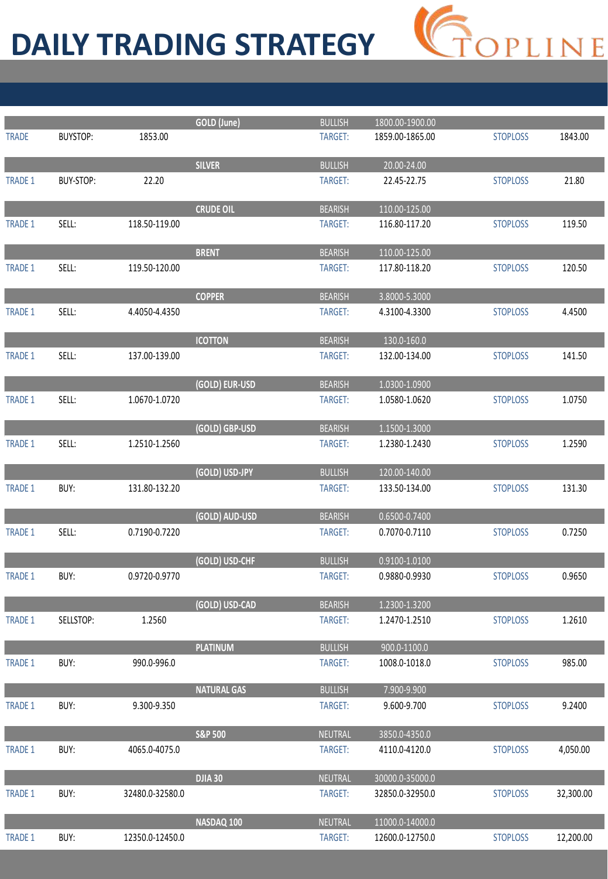# DAILY TRADING STRATEGY

TOPLINE

| | | | | | | | |
|---|---|---|---|---|---|---|---|
| | | | GOLD (June) | BULLISH | 1800.00-1900.00 | | |
| TRADE | BUYSTOP: | 1853.00 | | TARGET: | 1859.00-1865.00 | STOPLOSS | 1843.00 |
| | | | SILVER | BULLISH | 20.00-24.00 | | |
| TRADE 1 | BUY-STOP: | 22.20 | | TARGET: | 22.45-22.75 | STOPLOSS | 21.80 |
| | | | CRUDE OIL | BEARISH | 110.00-125.00 | | |
| TRADE 1 | SELL: | 118.50-119.00 | | TARGET: | 116.80-117.20 | STOPLOSS | 119.50 |
| | | | BRENT | BEARISH | 110.00-125.00 | | |
| TRADE 1 | SELL: | 119.50-120.00 | | TARGET: | 117.80-118.20 | STOPLOSS | 120.50 |
| | | | COPPER | BEARISH | 3.8000-5.3000 | | |
| TRADE 1 | SELL: | 4.4050-4.4350 | | TARGET: | 4.3100-4.3300 | STOPLOSS | 4.4500 |
| | | | ICOTTON | BEARISH | 130.0-160.0 | | |
| TRADE 1 | SELL: | 137.00-139.00 | | TARGET: | 132.00-134.00 | STOPLOSS | 141.50 |
| | | | (GOLD) EUR-USD | BEARISH | 1.0300-1.0900 | | |
| TRADE 1 | SELL: | 1.0670-1.0720 | | TARGET: | 1.0580-1.0620 | STOPLOSS | 1.0750 |
| | | | (GOLD) GBP-USD | BEARISH | 1.1500-1.3000 | | |
| TRADE 1 | SELL: | 1.2510-1.2560 | | TARGET: | 1.2380-1.2430 | STOPLOSS | 1.2590 |
| | | | (GOLD) USD-JPY | BULLISH | 120.00-140.00 | | |
| TRADE 1 | BUY: | 131.80-132.20 | | TARGET: | 133.50-134.00 | STOPLOSS | 131.30 |
| | | | (GOLD) AUD-USD | BEARISH | 0.6500-0.7400 | | |
| TRADE 1 | SELL: | 0.7190-0.7220 | | TARGET: | 0.7070-0.7110 | STOPLOSS | 0.7250 |
| | | | (GOLD) USD-CHF | BULLISH | 0.9100-1.0100 | | |
| TRADE 1 | BUY: | 0.9720-0.9770 | | TARGET: | 0.9880-0.9930 | STOPLOSS | 0.9650 |
| | | | (GOLD) USD-CAD | BEARISH | 1.2300-1.3200 | | |
| TRADE 1 | SELLSTOP: | 1.2560 | | TARGET: | 1.2470-1.2510 | STOPLOSS | 1.2610 |
| | | | PLATINUM | BULLISH | 900.0-1100.0 | | |
| TRADE 1 | BUY: | 990.0-996.0 | | TARGET: | 1008.0-1018.0 | STOPLOSS | 985.00 |
| | | | NATURAL GAS | BULLISH | 7.900-9.900 | | |
| TRADE 1 | BUY: | 9.300-9.350 | | TARGET: | 9.600-9.700 | STOPLOSS | 9.2400 |
| | | | S&P 500 | NEUTRAL | 3850.0-4350.0 | | |
| TRADE 1 | BUY: | 4065.0-4075.0 | | TARGET: | 4110.0-4120.0 | STOPLOSS | 4,050.00 |
| | | | DJIA 30 | NEUTRAL | 30000.0-35000.0 | | |
| TRADE 1 | BUY: | 32480.0-32580.0 | | TARGET: | 32850.0-32950.0 | STOPLOSS | 32,300.00 |
| | | | NASDAQ 100 | NEUTRAL | 11000.0-14000.0 | | |
| TRADE 1 | BUY: | 12350.0-12450.0 | | TARGET: | 12600.0-12750.0 | STOPLOSS | 12,200.00 |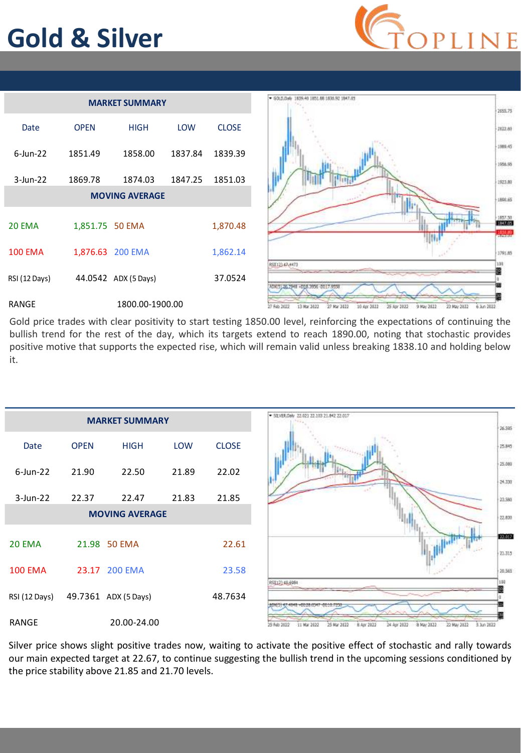# Gold & Silver

| MARKET SUMMARY | | | | |
|---|---|---|---|---|
| Date | OPEN | HIGH | LOW | CLOSE |
| 6-Jun-22 | 1851.49 | 1858.00 | 1837.84 | 1839.39 |
| 3-Jun-22 | 1869.78 | 1874.03 | 1847.25 | 1851.03 |
| **MOVING AVERAGE** | | | | |
| 20 EMA | 1,851.75 | 50 EMA | | 1,870.48 |
| 100 EMA | 1,876.63 | 200 EMA | | 1,862.14 |
| RSI (12 Days) | 44.0542 | ADX (5 Days) | | 37.0524 |
| RANGE | 1800.00-1900.00 | | | |

Gold price trades with clear positivity to start testing 1850.00 level, reinforcing the expectations of continuing the bullish trend for the rest of the day, which its targets extend to reach 1890.00, noting that stochastic provides positive motive that supports the expected rise, which will remain valid unless breaking 1838.10 and holding below it.

| MARKET SUMMARY | | | | |
|---|---|---|---|---|
| Date | OPEN | HIGH | LOW | CLOSE |
| 6-Jun-22 | 21.90 | 22.50 | 21.89 | 22.02 |
| 3-Jun-22 | 22.37 | 22.47 | 21.83 | 21.85 |
| **MOVING AVERAGE** | | | | |
| 20 EMA | 21.98 | 50 EMA | | 22.61 |
| 100 EMA | 23.17 | 200 EMA | | 23.58 |
| RSI (12 Days) | 49.7361 | ADX (5 Days) | | 48.7634 |
| RANGE | 20.00-24.00 | | | |

Silver price shows slight positive trades now, waiting to activate the positive effect of stochastic and rally towards our main expected target at 22.67, to continue suggesting the bullish trend in the upcoming sessions conditioned by the price stability above 21.85 and 21.70 levels.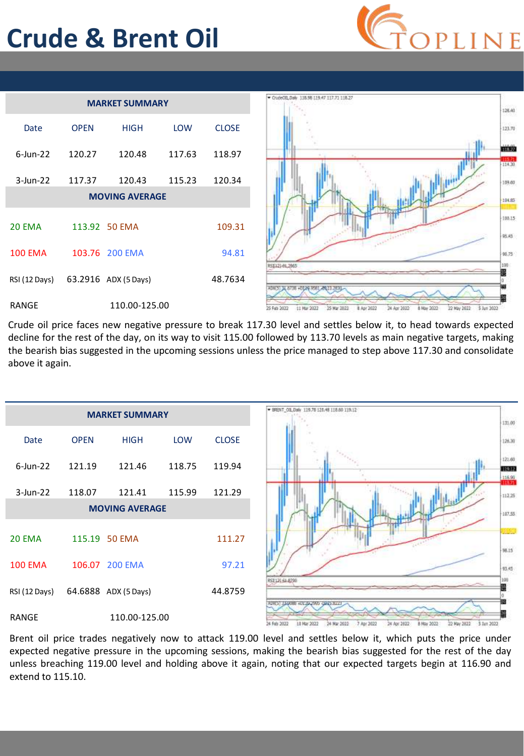# Crude & Brent Oil

| MARKET SUMMARY | | | | |
|---|---|---|---|---|
| Date | OPEN | HIGH | LOW | CLOSE |
| 6-Jun-22 | 120.27 | 120.48 | 117.63 | 118.97 |
| 3-Jun-22 | 117.37 | 120.43 | 115.23 | 120.34 |

| MOVING AVERAGE | | | |
|---|---|---|---|
| 20 EMA | 113.92 | 50 EMA | 109.31 |
| 100 EMA | 103.76 | 200 EMA | 94.81 |
| RSI (12 Days) | 63.2916 | ADX (5 Days) | 48.7634 |
| RANGE | 110.00-125.00 | | |

Crude oil price faces new negative pressure to break 117.30 level and settles below it, to head towards expected decline for the rest of the day, on its way to visit 115.00 followed by 113.70 levels as main negative targets, making the bearish bias suggested in the upcoming sessions unless the price managed to step above 117.30 and consolidate above it again.

| MARKET SUMMARY | | | | |
|---|---|---|---|---|
| Date | OPEN | HIGH | LOW | CLOSE |
| 6-Jun-22 | 121.19 | 121.46 | 118.75 | 119.94 |
| 3-Jun-22 | 118.07 | 121.41 | 115.99 | 121.29 |

| MOVING AVERAGE | | | |
|---|---|---|---|
| 20 EMA | 115.19 | 50 EMA | 111.27 |
| 100 EMA | 106.07 | 200 EMA | 97.21 |
| RSI (12 Days) | 64.6888 | ADX (5 Days) | 44.8759 |
| RANGE | 110.00-125.00 | | |

Brent oil price trades negatively now to attack 119.00 level and settles below it, which puts the price under expected negative pressure in the upcoming sessions, making the bearish bias suggested for the rest of the day unless breaching 119.00 level and holding above it again, noting that our expected targets begin at 116.90 and extend to 115.10.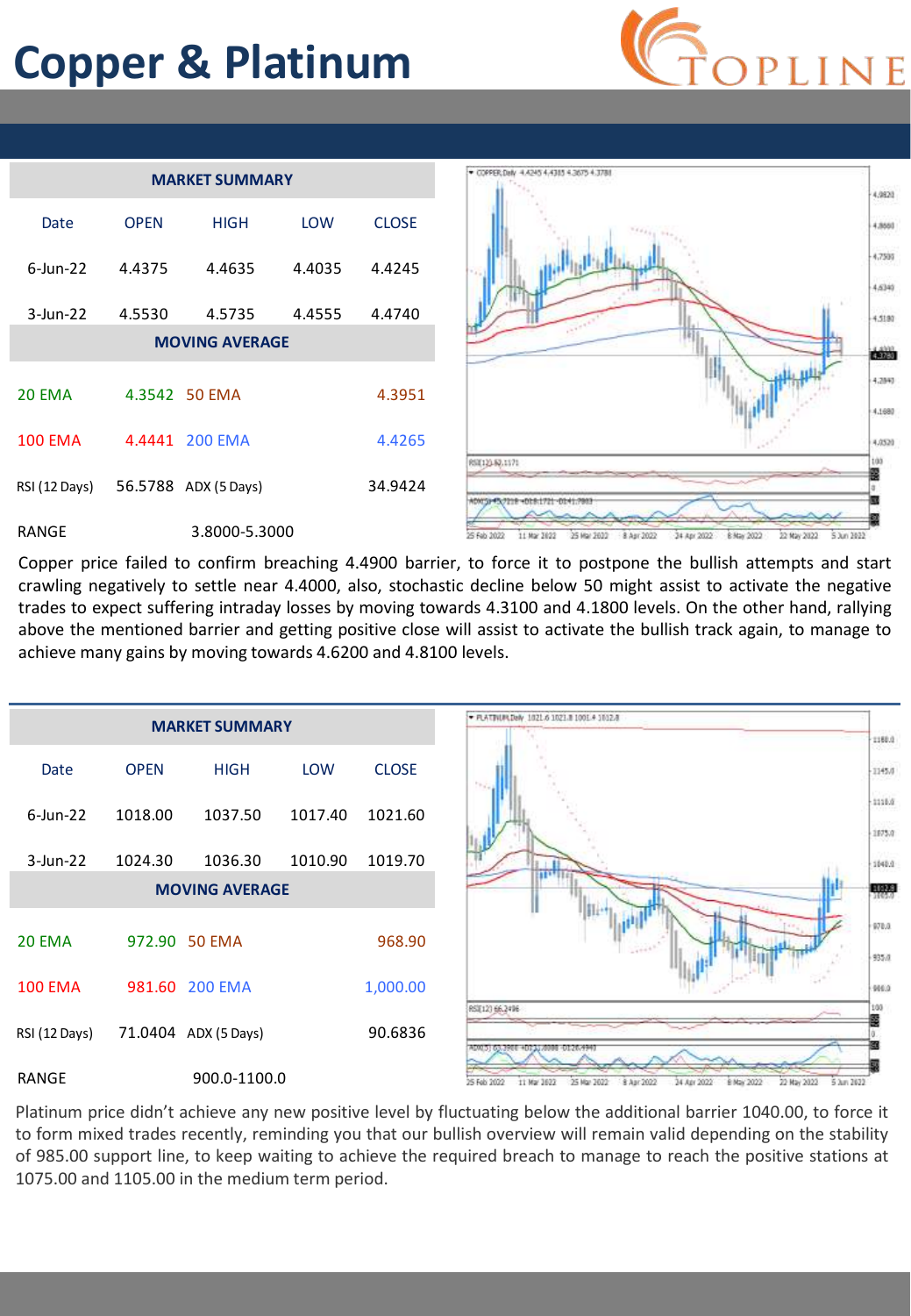# Copper & Platinum

| MARKET SUMMARY | | | | |
|---|---|---|---|---|
| Date | OPEN | HIGH | LOW | CLOSE |
| 6-Jun-22 | 4.4375 | 4.4635 | 4.4035 | 4.4245 |
| 3-Jun-22 | 4.5530 | 4.5735 | 4.4555 | 4.4740 |

| MOVING AVERAGE | | | |
|---|---|---|---|
| 20 EMA | 4.3542 | 50 EMA | 4.3951 |
| 100 EMA | 4.4441 | 200 EMA | 4.4265 |
| RSI (12 Days) | 56.5788 | ADX (5 Days) | 34.9424 |
| RANGE | 3.8000-5.3000 | | |

Copper price failed to confirm breaching 4.4900 barrier, to force it to postpone the bullish attempts and start crawling negatively to settle near 4.4000, also, stochastic decline below 50 might assist to activate the negative trades to expect suffering intraday losses by moving towards 4.3100 and 4.1800 levels. On the other hand, rallying above the mentioned barrier and getting positive close will assist to activate the bullish track again, to manage to achieve many gains by moving towards 4.6200 and 4.8100 levels.

| MARKET SUMMARY | | | | |
|---|---|---|---|---|
| Date | OPEN | HIGH | LOW | CLOSE |
| 6-Jun-22 | 1018.00 | 1037.50 | 1017.40 | 1021.60 |
| 3-Jun-22 | 1024.30 | 1036.30 | 1010.90 | 1019.70 |

| MOVING AVERAGE | | | |
|---|---|---|---|
| 20 EMA | 972.90 | 50 EMA | 968.90 |
| 100 EMA | 981.60 | 200 EMA | 1,000.00 |
| RSI (12 Days) | 71.0404 | ADX (5 Days) | 90.6836 |
| RANGE | 900.0-1100.0 | | |

Platinum price didn't achieve any new positive level by fluctuating below the additional barrier 1040.00, to force it to form mixed trades recently, reminding you that our bullish overview will remain valid depending on the stability of 985.00 support line, to keep waiting to achieve the required breach to manage to reach the positive stations at 1075.00 and 1105.00 in the medium term period.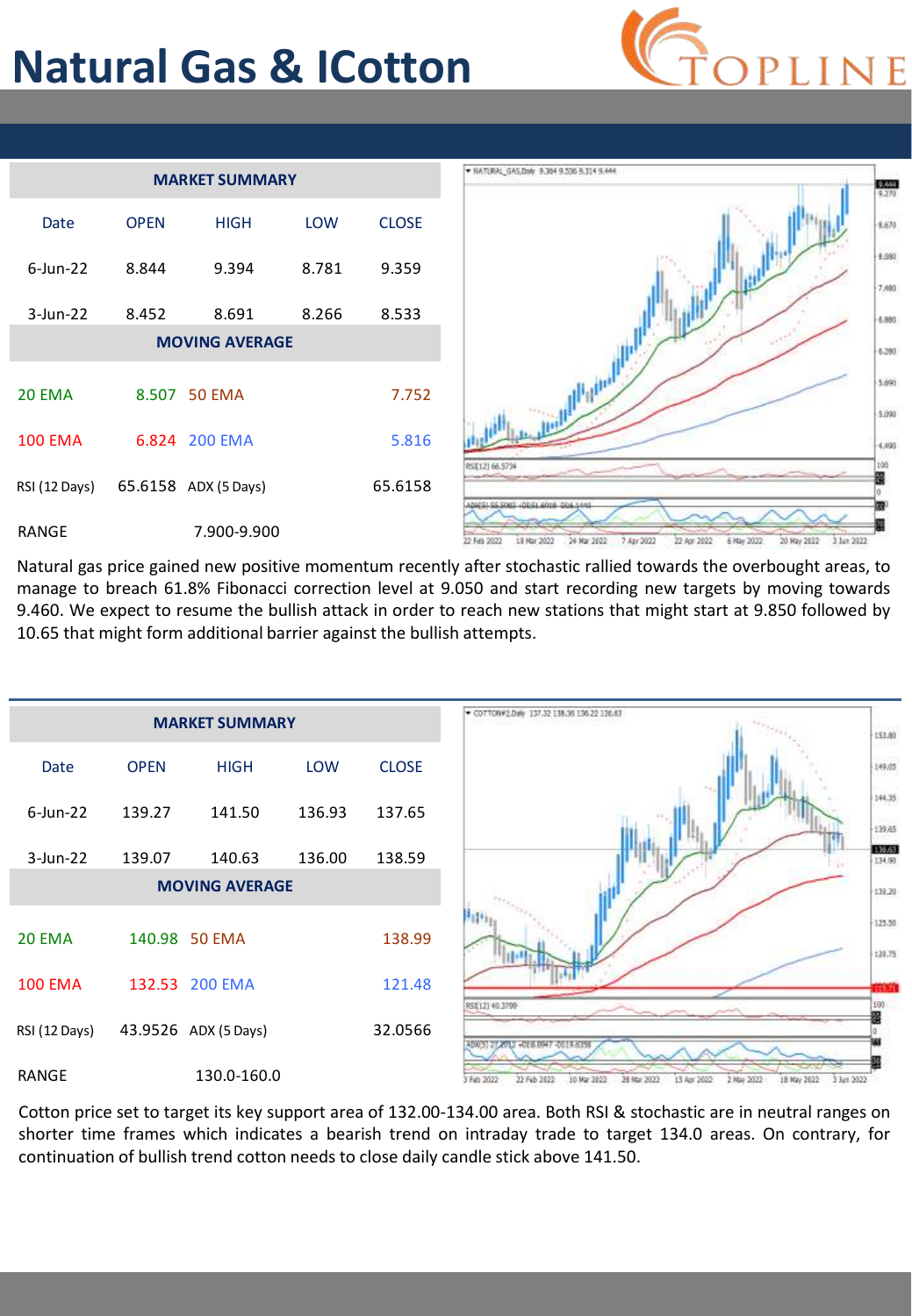# Natural Gas & ICotton

| MARKET SUMMARY | | | | |
|---|---|---|---|---|
| Date | OPEN | HIGH | LOW | CLOSE |
| 6-Jun-22 | 8.844 | 9.394 | 8.781 | 9.359 |
| 3-Jun-22 | 8.452 | 8.691 | 8.266 | 8.533 |
| **MOVING AVERAGE** | | | | |
| 20 EMA | 8.507 | 50 EMA | | 7.752 |
| 100 EMA | 6.824 | 200 EMA | | 5.816 |
| RSI (12 Days) | 65.6158 | ADX (5 Days) | | 65.6158 |
| RANGE | 7.900-9.900 | | | |

Natural gas price gained new positive momentum recently after stochastic rallied towards the overbought areas, to manage to breach 61.8% Fibonacci correction level at 9.050 and start recording new targets by moving towards 9.460. We expect to resume the bullish attack in order to reach new stations that might start at 9.850 followed by 10.65 that might form additional barrier against the bullish attempts.

| MARKET SUMMARY | | | | |
|---|---|---|---|---|
| Date | OPEN | HIGH | LOW | CLOSE |
| 6-Jun-22 | 139.27 | 141.50 | 136.93 | 137.65 |
| 3-Jun-22 | 139.07 | 140.63 | 136.00 | 138.59 |
| **MOVING AVERAGE** | | | | |
| 20 EMA | 140.98 | 50 EMA | | 138.99 |
| 100 EMA | 132.53 | 200 EMA | | 121.48 |
| RSI (12 Days) | 43.9526 | ADX (5 Days) | | 32.0566 |
| RANGE | 130.0-160.0 | | | |

Cotton price set to target its key support area of 132.00-134.00 area. Both RSI & stochastic are in neutral ranges on shorter time frames which indicates a bearish trend on intraday trade to target 134.0 areas. On contrary, for continuation of bullish trend cotton needs to close daily candle stick above 141.50.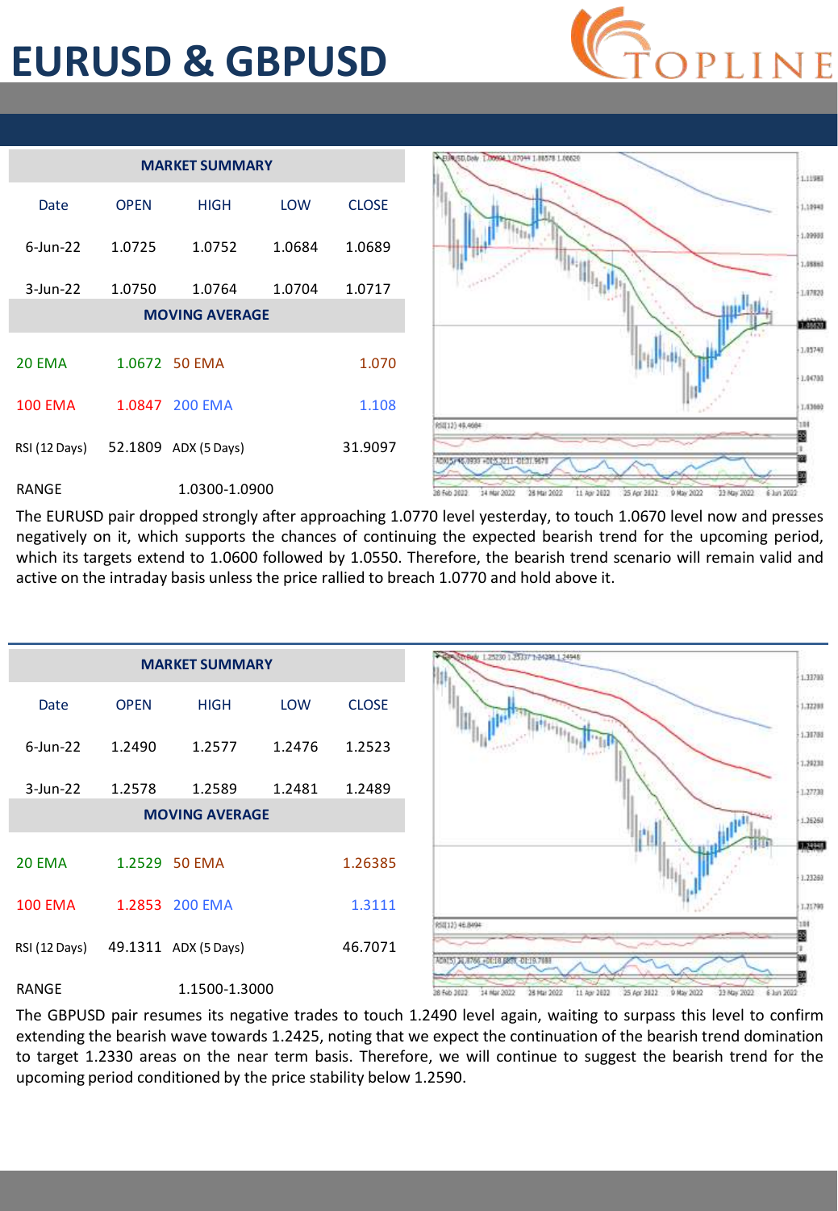# EURUSD & GBPUSD

| MARKET SUMMARY | | | | |
|---|---|---|---|---|
| Date | OPEN | HIGH | LOW | CLOSE |
| 6-Jun-22 | 1.0725 | 1.0752 | 1.0684 | 1.0689 |
| 3-Jun-22 | 1.0750 | 1.0764 | 1.0704 | 1.0717 |

| MOVING AVERAGE | | | |
|---|---|---|---|
| 20 EMA | 1.0672 | 50 EMA | 1.070 |
| 100 EMA | 1.0847 | 200 EMA | 1.108 |
| RSI (12 Days) | 52.1809 | ADX (5 Days) | 31.9097 |
| RANGE | 1.0300-1.0900 | | |

The EURUSD pair dropped strongly after approaching 1.0770 level yesterday, to touch 1.0670 level now and presses negatively on it, which supports the chances of continuing the expected bearish trend for the upcoming period, which its targets extend to 1.0600 followed by 1.0550. Therefore, the bearish trend scenario will remain valid and active on the intraday basis unless the price rallied to breach 1.0770 and hold above it.

| MARKET SUMMARY | | | | |
|---|---|---|---|---|
| Date | OPEN | HIGH | LOW | CLOSE |
| 6-Jun-22 | 1.2490 | 1.2577 | 1.2476 | 1.2523 |
| 3-Jun-22 | 1.2578 | 1.2589 | 1.2481 | 1.2489 |

| MOVING AVERAGE | | | |
|---|---|---|---|
| 20 EMA | 1.2529 | 50 EMA | 1.26385 |
| 100 EMA | 1.2853 | 200 EMA | 1.3111 |
| RSI (12 Days) | 49.1311 | ADX (5 Days) | 46.7071 |
| RANGE | 1.1500-1.3000 | | |

The GBPUSD pair resumes its negative trades to touch 1.2490 level again, waiting to surpass this level to confirm extending the bearish wave towards 1.2425, noting that we expect the continuation of the bearish trend domination to target 1.2330 areas on the near term basis. Therefore, we will continue to suggest the bearish trend for the upcoming period conditioned by the price stability below 1.2590.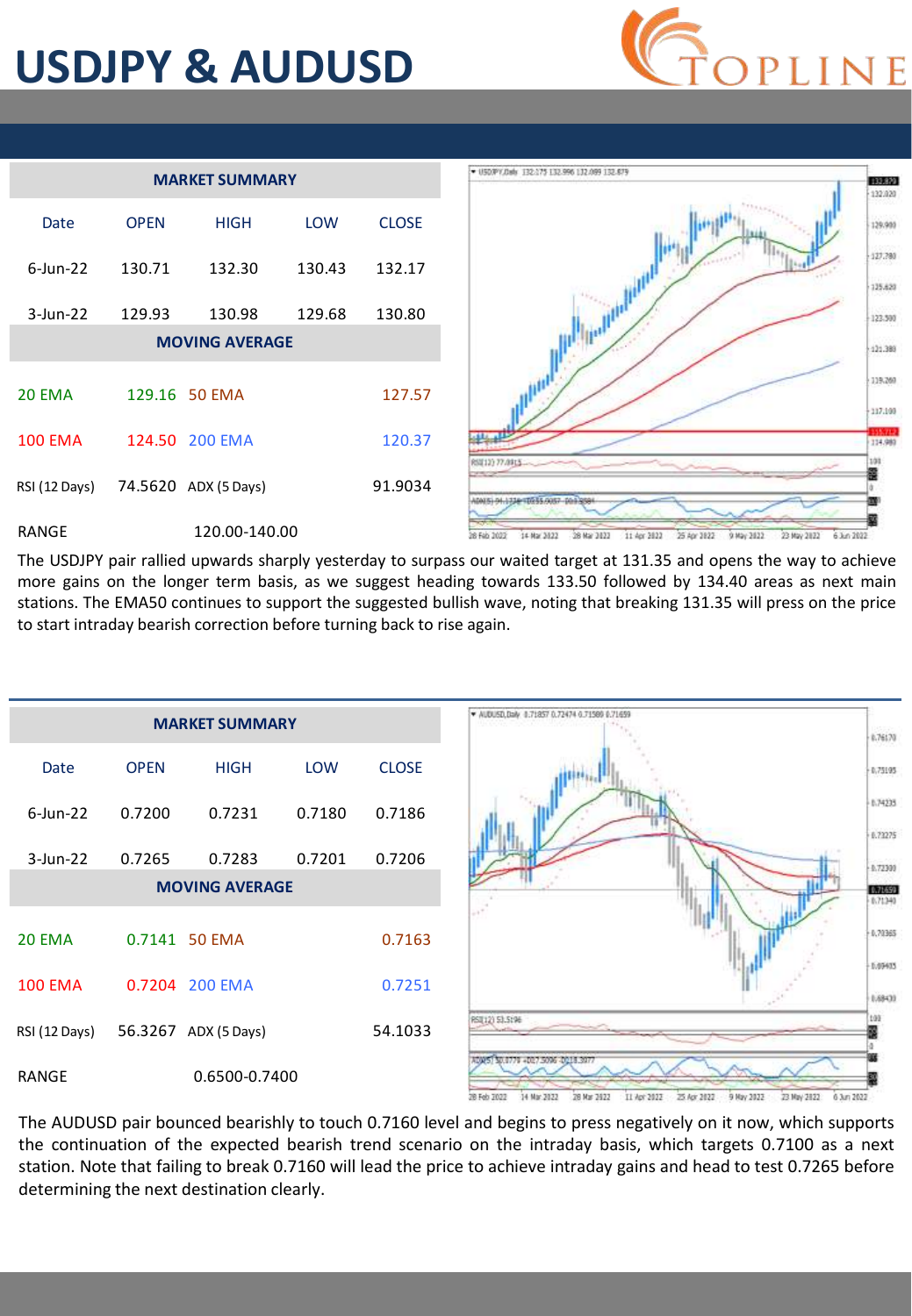# USDJPY & AUDUSD

| MARKET SUMMARY | | | | |
|---|---|---|---|---|
| Date | OPEN | HIGH | LOW | CLOSE |
| 6-Jun-22 | 130.71 | 132.30 | 130.43 | 132.17 |
| 3-Jun-22 | 129.93 | 130.98 | 129.68 | 130.80 |

| MOVING AVERAGE | | | |
|---|---|---|---|
| 20 EMA | 129.16 | 50 EMA | 127.57 |
| 100 EMA | 124.50 | 200 EMA | 120.37 |
| RSI (12 Days) | 74.5620 | ADX (5 Days) | 91.9034 |
| RANGE | 120.00-140.00 | | |

The USDJPY pair rallied upwards sharply yesterday to surpass our waited target at 131.35 and opens the way to achieve more gains on the longer term basis, as we suggest heading towards 133.50 followed by 134.40 areas as next main stations. The EMA50 continues to support the suggested bullish wave, noting that breaking 131.35 will press on the price to start intraday bearish correction before turning back to rise again.

| MARKET SUMMARY | | | | |
|---|---|---|---|---|
| Date | OPEN | HIGH | LOW | CLOSE |
| 6-Jun-22 | 0.7200 | 0.7231 | 0.7180 | 0.7186 |
| 3-Jun-22 | 0.7265 | 0.7283 | 0.7201 | 0.7206 |

| MOVING AVERAGE | | | |
|---|---|---|---|
| 20 EMA | 0.7141 | 50 EMA | 0.7163 |
| 100 EMA | 0.7204 | 200 EMA | 0.7251 |
| RSI (12 Days) | 56.3267 | ADX (5 Days) | 54.1033 |
| RANGE | 0.6500-0.7400 | | |

The AUDUSD pair bounced bearishly to touch 0.7160 level and begins to press negatively on it now, which supports the continuation of the expected bearish trend scenario on the intraday basis, which targets 0.7100 as a next station. Note that failing to break 0.7160 will lead the price to achieve intraday gains and head to test 0.7265 before determining the next destination clearly.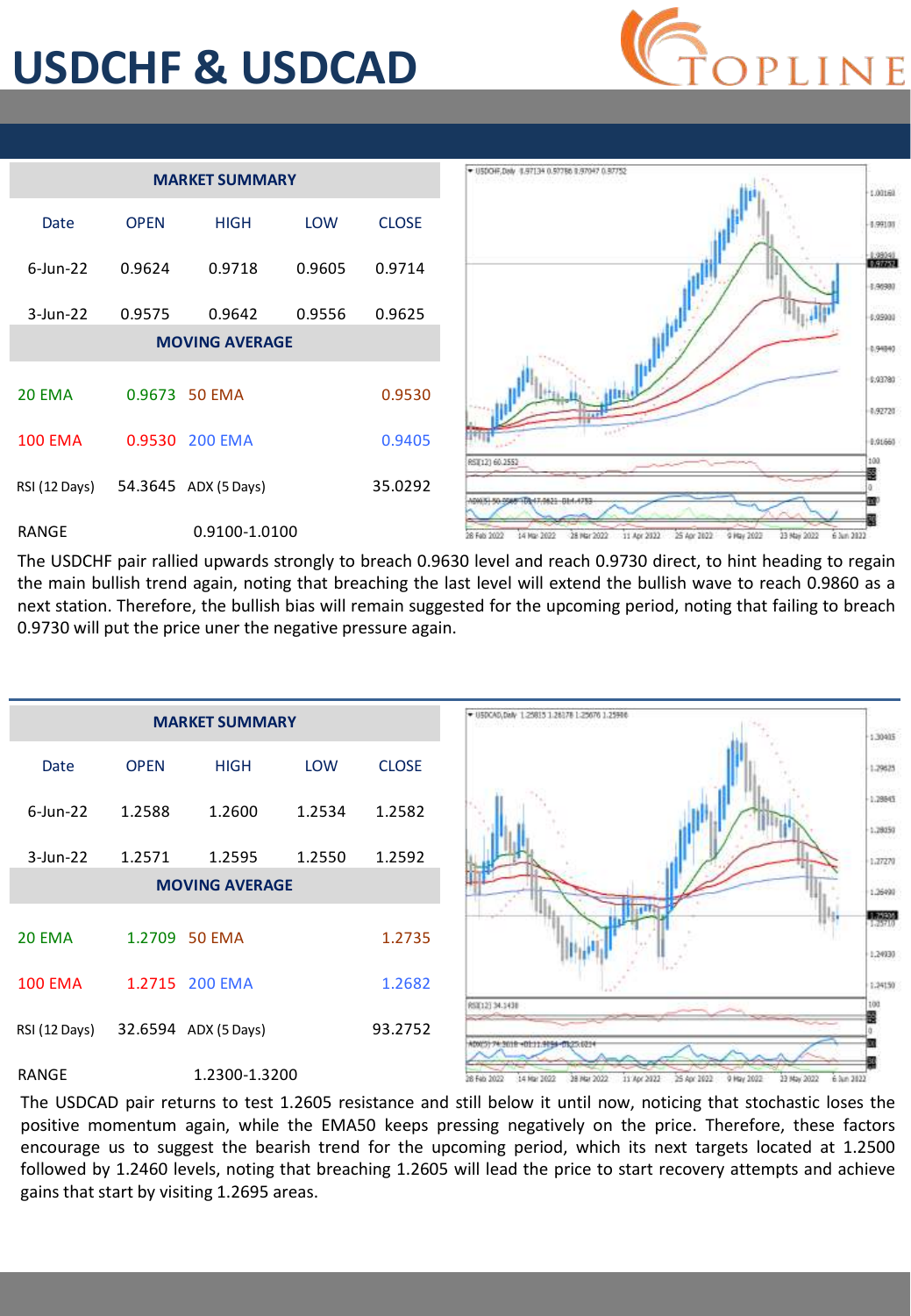# USDCHF & USDCAD

| MARKET SUMMARY | | | | |
|---|---|---|---|---|
| Date | OPEN | HIGH | LOW | CLOSE |
| 6-Jun-22 | 0.9624 | 0.9718 | 0.9605 | 0.9714 |
| 3-Jun-22 | 0.9575 | 0.9642 | 0.9556 | 0.9625 |
| MOVING AVERAGE | | | | |
| 20 EMA | 0.9673 | 50 EMA | | 0.9530 |
| 100 EMA | 0.9530 | 200 EMA | | 0.9405 |
| RSI (12 Days) | 54.3645 | ADX (5 Days) | | 35.0292 |
| RANGE | | 0.9100-1.0100 | | |

The USDCHF pair rallied upwards strongly to breach 0.9630 level and reach 0.9730 direct, to hint heading to regain the main bullish trend again, noting that breaching the last level will extend the bullish wave to reach 0.9860 as a next station. Therefore, the bullish bias will remain suggested for the upcoming period, noting that failing to breach 0.9730 will put the price uner the negative pressure again.

| MARKET SUMMARY | | | | |
|---|---|---|---|---|
| Date | OPEN | HIGH | LOW | CLOSE |
| 6-Jun-22 | 1.2588 | 1.2600 | 1.2534 | 1.2582 |
| 3-Jun-22 | 1.2571 | 1.2595 | 1.2550 | 1.2592 |
| MOVING AVERAGE | | | | |
| 20 EMA | 1.2709 | 50 EMA | | 1.2735 |
| 100 EMA | 1.2715 | 200 EMA | | 1.2682 |
| RSI (12 Days) | 32.6594 | ADX (5 Days) | | 93.2752 |
| RANGE | | 1.2300-1.3200 | | |

The USDCAD pair returns to test 1.2605 resistance and still below it until now, noticing that stochastic loses the positive momentum again, while the EMA50 keeps pressing negatively on the price. Therefore, these factors encourage us to suggest the bearish trend for the upcoming period, which its next targets located at 1.2500 followed by 1.2460 levels, noting that breaching 1.2605 will lead the price to start recovery attempts and achieve gains that start by visiting 1.2695 areas.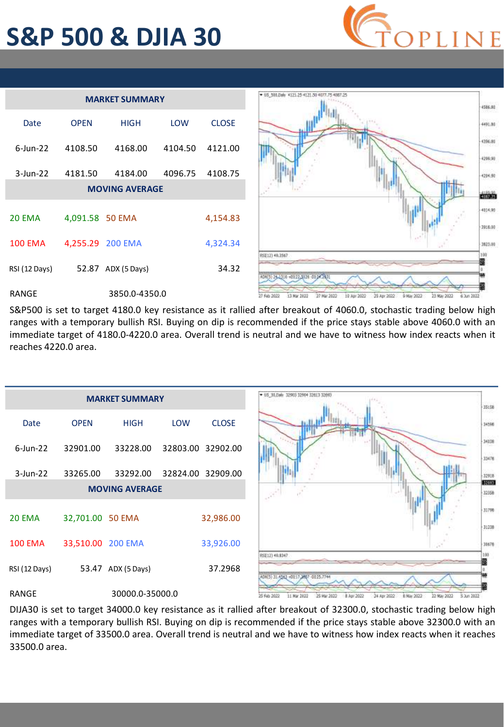# S&P 500 & DJIA 30

| MARKET SUMMARY | | | | |
|---|---|---|---|---|
| Date | OPEN | HIGH | LOW | CLOSE |
| 6-Jun-22 | 4108.50 | 4168.00 | 4104.50 | 4121.00 |
| 3-Jun-22 | 4181.50 | 4184.00 | 4096.75 | 4108.75 |

| MOVING AVERAGE | | | |
|---|---|---|---|
| 20 EMA | 4,091.58 | 50 EMA | 4,154.83 |
| 100 EMA | 4,255.29 | 200 EMA | 4,324.34 |
| RSI (12 Days) | 52.87 | ADX (5 Days) | 34.32 |
| RANGE | 3850.0-4350.0 | | |

S&P500 is set to target 4180.0 key resistance as it rallied after breakout of 4060.0, stochastic trading below high ranges with a temporary bullish RSI. Buying on dip is recommended if the price stays stable above 4060.0 with an immediate target of 4180.0-4220.0 area. Overall trend is neutral and we have to witness how index reacts when it reaches 4220.0 area.

| MARKET SUMMARY | | | | |
|---|---|---|---|---|
| Date | OPEN | HIGH | LOW | CLOSE |
| 6-Jun-22 | 32901.00 | 33228.00 | 32803.00 | 32902.00 |
| 3-Jun-22 | 33265.00 | 33292.00 | 32824.00 | 32909.00 |

| MOVING AVERAGE | | | |
|---|---|---|---|
| 20 EMA | 32,701.00 | 50 EMA | 32,986.00 |
| 100 EMA | 33,510.00 | 200 EMA | 33,926.00 |
| RSI (12 Days) | 53.47 | ADX (5 Days) | 37.2968 |
| RANGE | 30000.0-35000.0 | | |

DIJA30 is set to target 34000.0 key resistance as it rallied after breakout of 32300.0, stochastic trading below high ranges with a temporary bullish RSI. Buying on dip is recommended if the price stays stable above 32300.0 with an immediate target of 33500.0 area. Overall trend is neutral and we have to witness how index reacts when it reaches 33500.0 area.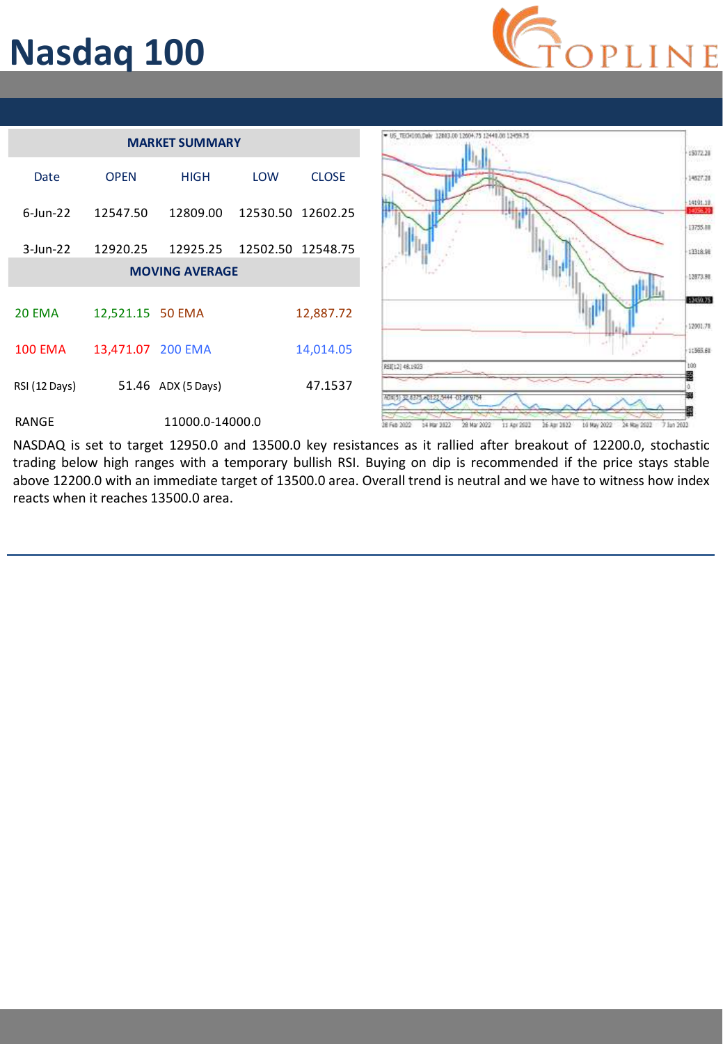# Nasdaq 100

| MARKET SUMMARY | | | | |
|---|---|---|---|---|
| Date | OPEN | HIGH | LOW | CLOSE |
| 6-Jun-22 | 12547.50 | 12809.00 | 12530.50 | 12602.25 |
| 3-Jun-22 | 12920.25 | 12925.25 | 12502.50 | 12548.75 |

| MOVING AVERAGE | | | |
|---|---|---|---|
| 20 EMA | 12,521.15 | 50 EMA | 12,887.72 |
| 100 EMA | 13,471.07 | 200 EMA | 14,014.05 |
| RSI (12 Days) | 51.46 | ADX (5 Days) | 47.1537 |
| RANGE | 11000.0-14000.0 | | |

NASDAQ is set to target 12950.0 and 13500.0 key resistances as it rallied after breakout of 12200.0, stochastic trading below high ranges with a temporary bullish RSI. Buying on dip is recommended if the price stays stable above 12200.0 with an immediate target of 13500.0 area. Overall trend is neutral and we have to witness how index reacts when it reaches 13500.0 area.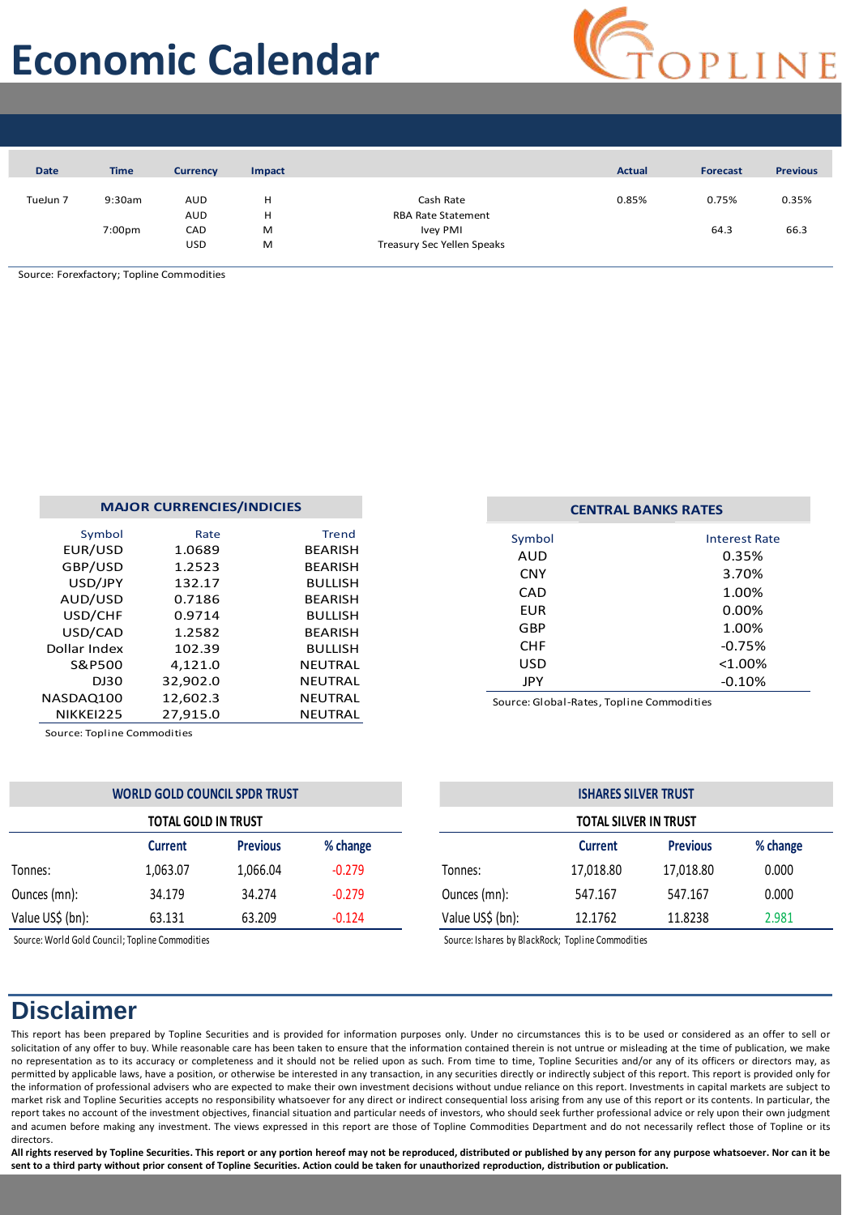# Economic Calendar

| Date | Time | Currency | Impact | | Actual | Forecast | Previous |
|---|---|---|---|---|---|---|---|
| TueJun 7 | 9:30am | AUD | H | Cash Rate | 0.85% | 0.75% | 0.35% |
| | | AUD | H | RBA Rate Statement | | | |
| | 7:00pm | CAD | M | Ivey PMI | | 64.3 | 66.3 |
| | | USD | M | Treasury Sec Yellen Speaks | | | |

Source: Forexfactory; Topline Commodities

| MAJOR CURRENCIES/INDICIES | | |
|---|---|---|
| Symbol | Rate | Trend |
| EUR/USD | 1.0689 | BEARISH |
| GBP/USD | 1.2523 | BEARISH |
| USD/JPY | 132.17 | BULLISH |
| AUD/USD | 0.7186 | BEARISH |
| USD/CHF | 0.9714 | BULLISH |
| USD/CAD | 1.2582 | BEARISH |
| Dollar Index | 102.39 | BULLISH |
| S&P500 | 4,121.0 | NEUTRAL |
| DJ30 | 32,902.0 | NEUTRAL |
| NASDAQ100 | 12,602.3 | NEUTRAL |
| NIKKEI225 | 27,915.0 | NEUTRAL |

Source: Topline Commodities

| CENTRAL BANKS RATES | |
|---|---|
| Symbol | Interest Rate |
| AUD | 0.35% |
| CNY | 3.70% |
| CAD | 1.00% |
| EUR | 0.00% |
| GBP | 1.00% |
| CHF | -0.75% |
| USD | <1.00% |
| JPY | -0.10% |

Source: Global-Rates, Topline Commodities

| WORLD GOLD COUNCIL SPDR TRUST | | | |
|---|---|---|---|
| TOTAL GOLD IN TRUST | | | |
| | Current | Previous | % change |
| Tonnes: | 1,063.07 | 1,066.04 | -0.279 |
| Ounces (mn): | 34.179 | 34.274 | -0.279 |
| Value US$ (bn): | 63.131 | 63.209 | -0.124 |

Source: World Gold Council; Topline Commodities

| ISHARES SILVER TRUST | | | |
|---|---|---|---|
| TOTAL SILVER IN TRUST | | | |
| | Current | Previous | % change |
| Tonnes: | 17,018.80 | 17,018.80 | 0.000 |
| Ounces (mn): | 547.167 | 547.167 | 0.000 |
| Value US$ (bn): | 12.1762 | 11.8238 | 2.981 |

Source: Ishares by BlackRock; Topline Commodities

## Disclaimer

This report has been prepared by Topline Securities and is provided for information purposes only. Under no circumstances this is to be used or considered as an offer to sell or solicitation of any offer to buy. While reasonable care has been taken to ensure that the information contained therein is not untrue or misleading at the time of publication, we make no representation as to its accuracy or completeness and it should not be relied upon as such. From time to time, Topline Securities and/or any of its officers or directors may, as permitted by applicable laws, have a position, or otherwise be interested in any transaction, in any securities directly or indirectly subject of this report. This report is provided only for the information of professional advisers who are expected to make their own investment decisions without undue reliance on this report. Investments in capital markets are subject to market risk and Topline Securities accepts no responsibility whatsoever for any direct or indirect consequential loss arising from any use of this report or its contents. In particular, the report takes no account of the investment objectives, financial situation and particular needs of investors, who should seek further professional advice or rely upon their own judgment and acumen before making any investment. The views expressed in this report are those of Topline Commodities Department and do not necessarily reflect those of Topline or its directors.

**All rights reserved by Topline Securities. This report or any portion hereof may not be reproduced, distributed or published by any person for any purpose whatsoever. Nor can it be sent to a third party without prior consent of Topline Securities. Action could be taken for unauthorized reproduction, distribution or publication.**